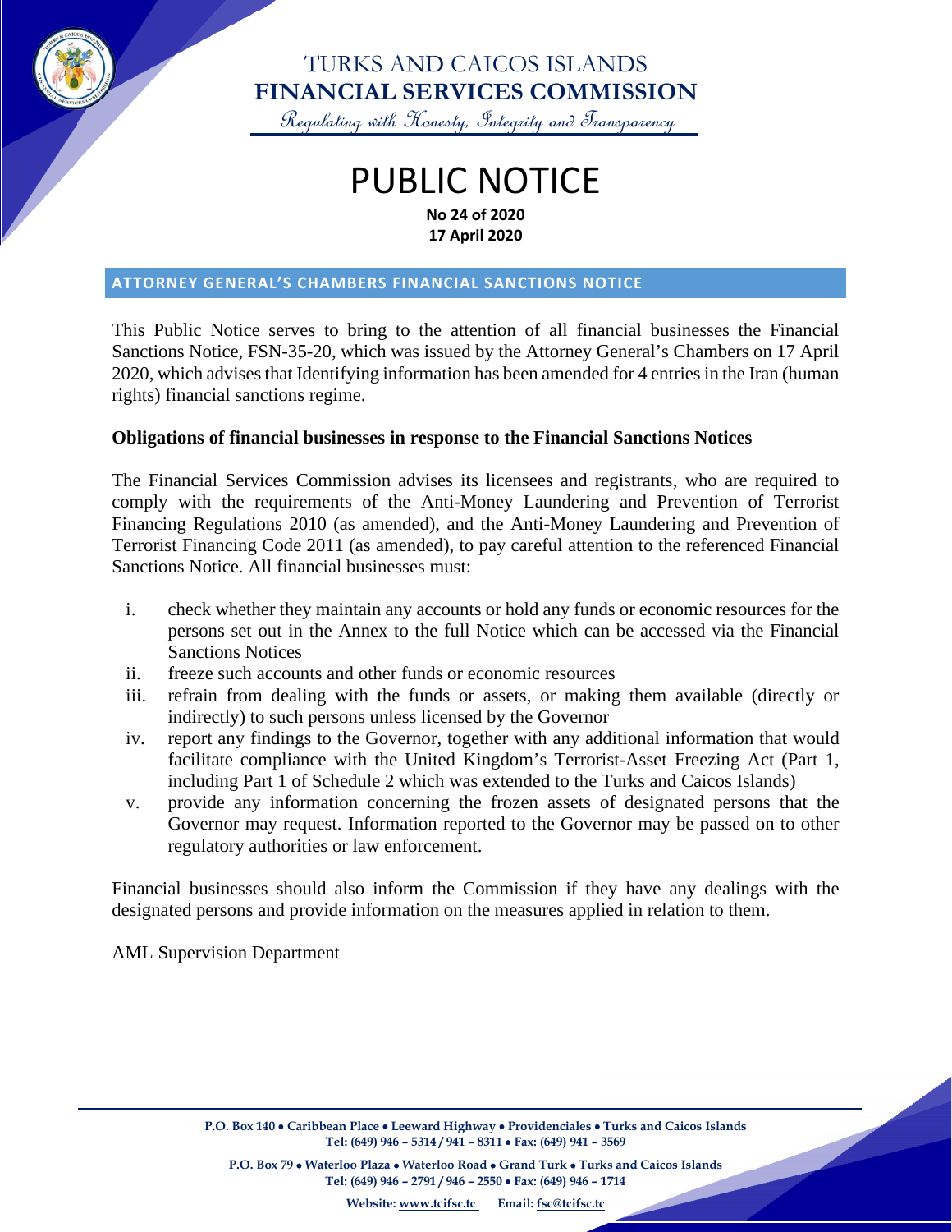# TURKS AND CAICOS ISLANDS
# FINANCIAL SERVICES COMMISSION

*Regulating with Honesty, Integrity and Transparency*

# PUBLIC NOTICE

**No 24 of 2020**
**17 April 2020**

## ATTORNEY GENERAL'S CHAMBERS FINANCIAL SANCTIONS NOTICE

This Public Notice serves to bring to the attention of all financial businesses the Financial Sanctions Notice, FSN-35-20, which was issued by the Attorney General's Chambers on 17 April 2020, which advises that Identifying information has been amended for 4 entries in the Iran (human rights) financial sanctions regime.

**Obligations of financial businesses in response to the Financial Sanctions Notices**

The Financial Services Commission advises its licensees and registrants, who are required to comply with the requirements of the Anti-Money Laundering and Prevention of Terrorist Financing Regulations 2010 (as amended), and the Anti-Money Laundering and Prevention of Terrorist Financing Code 2011 (as amended), to pay careful attention to the referenced Financial Sanctions Notice. All financial businesses must:

i. check whether they maintain any accounts or hold any funds or economic resources for the persons set out in the Annex to the full Notice which can be accessed via the Financial Sanctions Notices
ii. freeze such accounts and other funds or economic resources
iii. refrain from dealing with the funds or assets, or making them available (directly or indirectly) to such persons unless licensed by the Governor
iv. report any findings to the Governor, together with any additional information that would facilitate compliance with the United Kingdom's Terrorist-Asset Freezing Act (Part 1, including Part 1 of Schedule 2 which was extended to the Turks and Caicos Islands)
v. provide any information concerning the frozen assets of designated persons that the Governor may request. Information reported to the Governor may be passed on to other regulatory authorities or law enforcement.

Financial businesses should also inform the Commission if they have any dealings with the designated persons and provide information on the measures applied in relation to them.

AML Supervision Department

**P.O. Box 140 • Caribbean Place • Leeward Highway • Providenciales • Turks and Caicos Islands**
**Tel: (649) 946 – 5314 / 941 – 8311 • Fax: (649) 941 – 3569**

**P.O. Box 79 • Waterloo Plaza • Waterloo Road • Grand Turk • Turks and Caicos Islands**
**Tel: (649) 946 – 2791 / 946 – 2550 • Fax: (649) 946 – 1714**

**Website: www.tcifsc.tc Email: fsc@tcifsc.tc**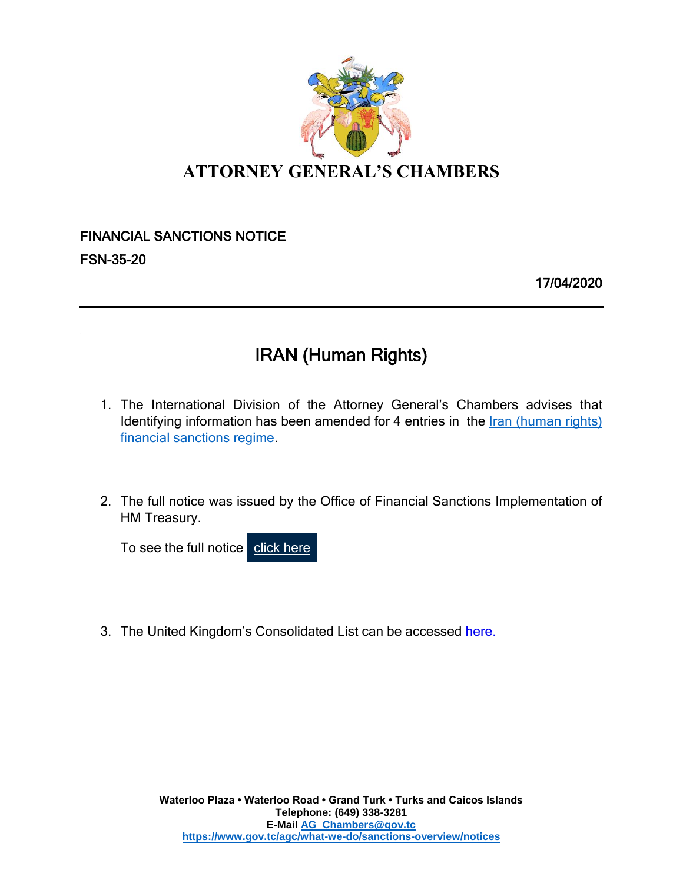# ATTORNEY GENERAL'S CHAMBERS

FINANCIAL SANCTIONS NOTICE

FSN-35-20

17/04/2020

## IRAN (Human Rights)

1. The International Division of the Attorney General's Chambers advises that Identifying information has been amended for 4 entries in the Iran (human rights) financial sanctions regime.

2. The full notice was issued by the Office of Financial Sanctions Implementation of HM Treasury.

   To see the full notice click here

3. The United Kingdom's Consolidated List can be accessed here.

**Waterloo Plaza • Waterloo Road • Grand Turk • Turks and Caicos Islands**
**Telephone: (649) 338-3281**
**E-Mail AG_Chambers@gov.tc**
**https://www.gov.tc/agc/what-we-do/sanctions-overview/notices**